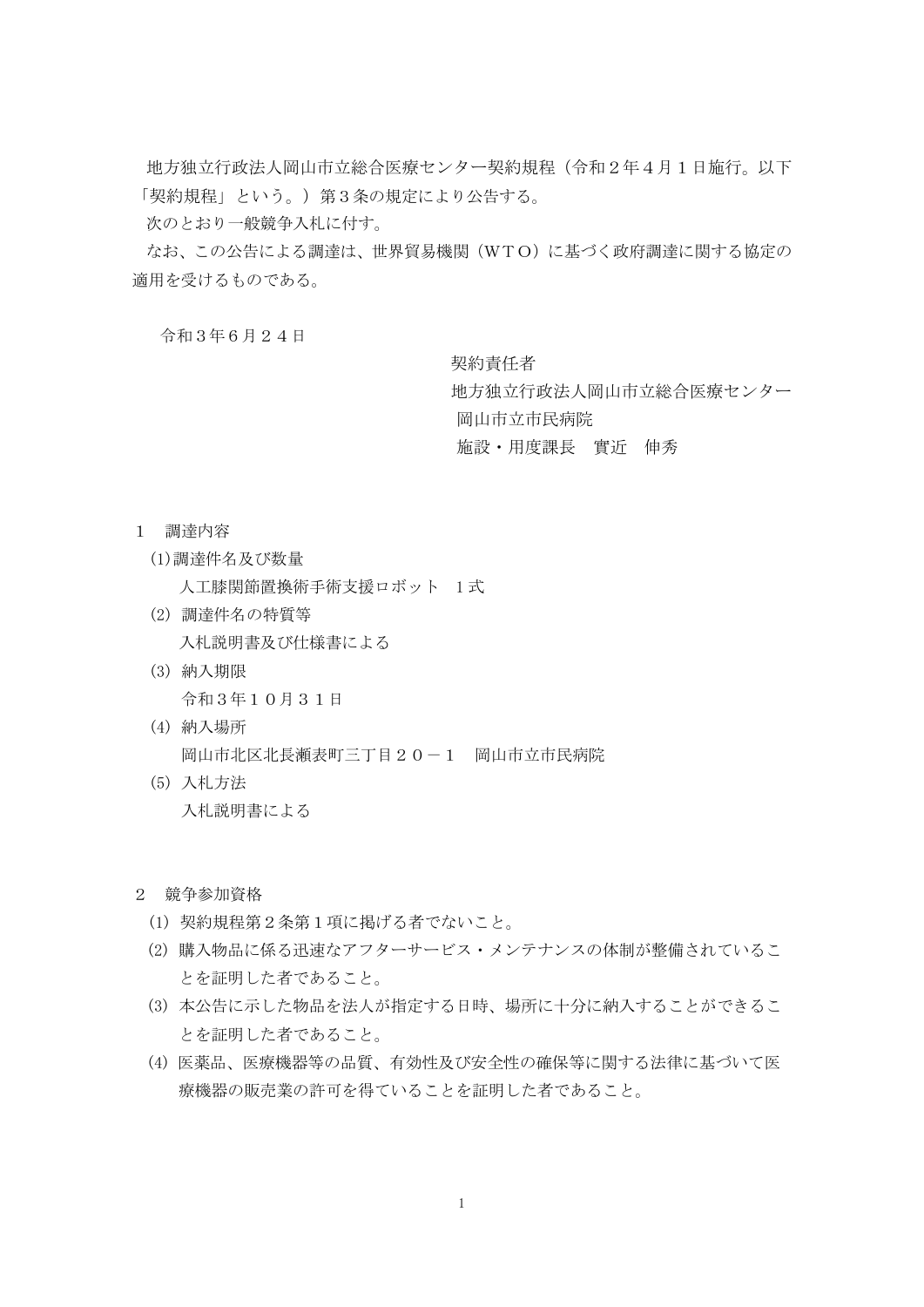地方独立行政法人岡山市立総合医療センター契約規程（令和２年４月１日施行。以下「契約規程」という。）第３条の規定により公告する。

次のとおり一般競争入札に付す。

なお、この公告による調達は、世界貿易機関（ＷＴＯ）に基づく政府調達に関する協定の適用を受けるものである。

令和３年６月２４日

契約責任者
地方独立行政法人岡山市立総合医療センター
岡山市立市民病院
施設・用度課長　實近　伸秀

## １　調達内容

(1)調達件名及び数量

人工膝関節置換術手術支援ロボット　１式

(2) 調達件名の特質等

入札説明書及び仕様書による

(3) 納入期限

令和３年１０月３１日

(4) 納入場所

岡山市北区北長瀬表町三丁目２０－１　岡山市立市民病院

(5) 入札方法

入札説明書による

## ２　競争参加資格

(1) 契約規程第２条第１項に掲げる者でないこと。

(2) 購入物品に係る迅速なアフターサービス・メンテナンスの体制が整備されていることを証明した者であること。

(3) 本公告に示した物品を法人が指定する日時、場所に十分に納入することができることを証明した者であること。

(4) 医薬品、医療機器等の品質、有効性及び安全性の確保等に関する法律に基づいて医療機器の販売業の許可を得ていることを証明した者であること。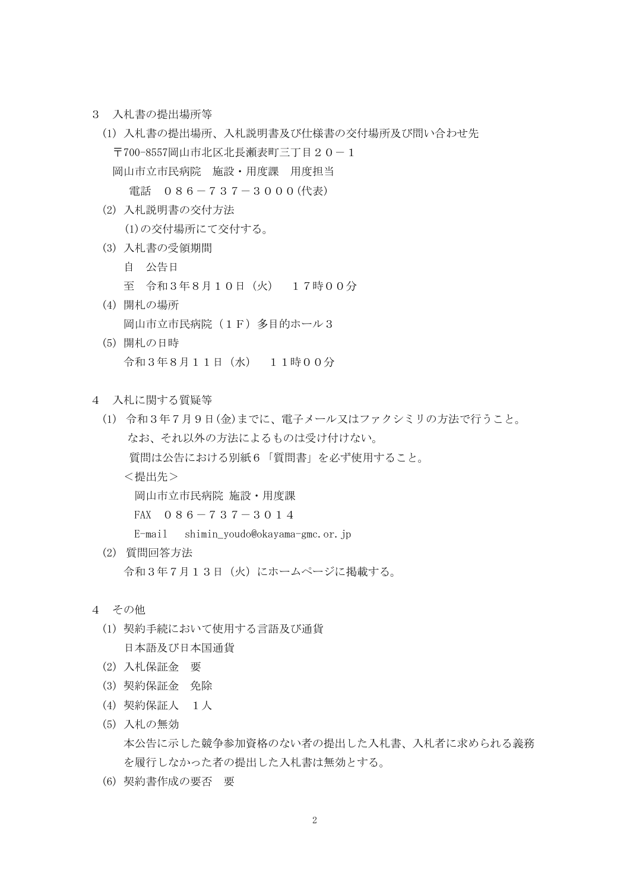## 3　入札書の提出場所等

(1) 入札書の提出場所、入札説明書及び仕様書の交付場所及び問い合わせ先

〒700-8557岡山市北区北長瀬表町三丁目２０－１

岡山市立市民病院　施設・用度課　用度担当

電話　０８６－７３７－３０００(代表)

(2) 入札説明書の交付方法

(1)の交付場所にて交付する。

(3) 入札書の受領期間

自　公告日

至　令和３年８月１０日（火）　１７時００分

(4) 開札の場所

岡山市立市民病院（１Ｆ）多目的ホール３

(5) 開札の日時

令和３年８月１１日（水）　１１時００分

## 4　入札に関する質疑等

(1) 令和３年７月９日(金)までに、電子メール又はファクシミリの方法で行うこと。

なお、それ以外の方法によるものは受け付けない。

質問は公告における別紙６「質問書」を必ず使用すること。

＜提出先＞

岡山市立市民病院 施設・用度課

FAX　０８６－７３７－３０１４

E-mail　shimin_youdo@okayama-gmc.or.jp

(2) 質問回答方法

令和３年７月１３日（火）にホームページに掲載する。

## 4　その他

(1) 契約手続において使用する言語及び通貨

日本語及び日本国通貨

(2) 入札保証金　要

(3) 契約保証金　免除

(4) 契約保証人　１人

(5) 入札の無効

本公告に示した競争参加資格のない者の提出した入札書、入札者に求められる義務を履行しなかった者の提出した入札書は無効とする。

(6) 契約書作成の要否　要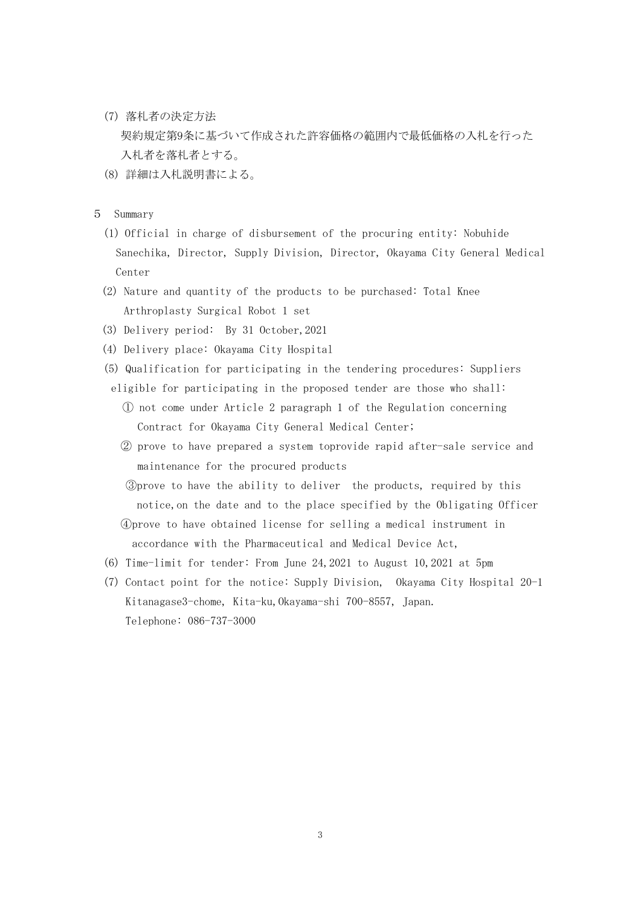(7) 落札者の決定方法

契約規定第9条に基づいて作成された許容価格の範囲内で最低価格の入札を行った入札者を落札者とする。

(8) 詳細は入札説明書による。

5　Summary

(1) Official in charge of disbursement of the procuring entity: Nobuhide Sanechika, Director, Supply Division, Director, Okayama City General Medical Center

(2) Nature and quantity of the products to be purchased: Total Knee Arthroplasty Surgical Robot 1 set

(3) Delivery period:  By 31 October,2021

(4) Delivery place: Okayama City Hospital

(5) Qualification for participating in the tendering procedures: Suppliers eligible for participating in the proposed tender are those who shall:

① not come under Article 2 paragraph 1 of the Regulation concerning Contract for Okayama City General Medical Center;

② prove to have prepared a system toprovide rapid after-sale service and maintenance for the procured products

③prove to have the ability to deliver  the products, required by this notice,on the date and to the place specified by the Obligating Officer

④prove to have obtained license for selling a medical instrument in accordance with the Pharmaceutical and Medical Device Act,

(6) Time-limit for tender: From June 24,2021 to August 10,2021 at 5pm

(7) Contact point for the notice: Supply Division,  Okayama City Hospital 20-1 Kitanagase3-chome, Kita-ku,Okayama-shi 700-8557, Japan.
Telephone: 086-737-3000